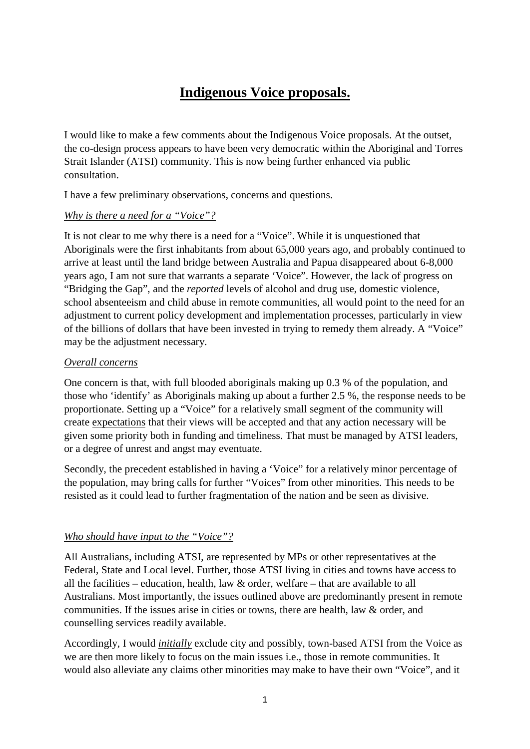# **Indigenous Voice proposals.**

I would like to make a few comments about the Indigenous Voice proposals. At the outset, the co-design process appears to have been very democratic within the Aboriginal and Torres Strait Islander (ATSI) community. This is now being further enhanced via public consultation.

I have a few preliminary observations, concerns and questions.

*Why is there a need for a "Voice"?*

It is not clear to me why there is a need for a "Voice". While it is unquestioned that Aboriginals were the first inhabitants from about 65,000 years ago, and probably continued to arrive at least until the land bridge between Australia and Papua disappeared about 6-8,000 years ago, I am not sure that warrants a separate 'Voice". However, the lack of progress on "Bridging the Gap", and the *reported* levels of alcohol and drug use, domestic violence, school absenteeism and child abuse in remote communities, all would point to the need for an adjustment to current policy development and implementation processes, particularly in view of the billions of dollars that have been invested in trying to remedy them already. A "Voice" may be the adjustment necessary.

*Overall concerns*

One concern is that, with full blooded aboriginals making up 0.3 % of the population, and those who 'identify' as Aboriginals making up about a further 2.5 %, the response needs to be proportionate. Setting up a "Voice" for a relatively small segment of the community will create expectations that their views will be accepted and that any action necessary will be given some priority both in funding and timeliness. That must be managed by ATSI leaders, or a degree of unrest and angst may eventuate.

Secondly, the precedent established in having a 'Voice" for a relatively minor percentage of the population, may bring calls for further "Voices" from other minorities. This needs to be resisted as it could lead to further fragmentation of the nation and be seen as divisive.

*Who should have input to the "Voice"?*

All Australians, including ATSI, are represented by MPs or other representatives at the Federal, State and Local level. Further, those ATSI living in cities and towns have access to all the facilities – education, health, law & order, welfare – that are available to all Australians. Most importantly, the issues outlined above are predominantly present in remote communities. If the issues arise in cities or towns, there are health, law & order, and counselling services readily available.

Accordingly, I would ***initially*** exclude city and possibly, town-based ATSI from the Voice as we are then more likely to focus on the main issues i.e., those in remote communities. It would also alleviate any claims other minorities may make to have their own "Voice", and it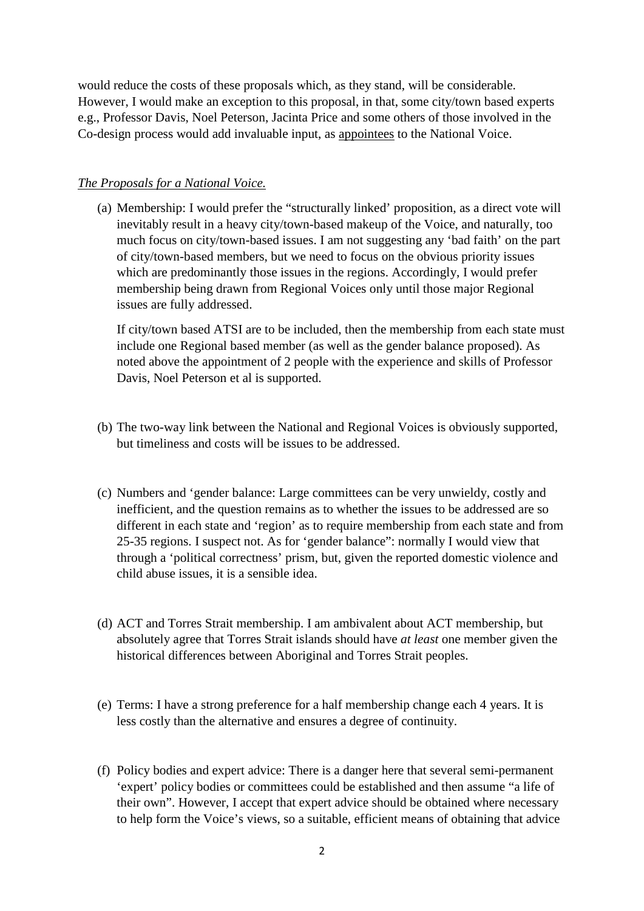would reduce the costs of these proposals which, as they stand, will be considerable. However, I would make an exception to this proposal, in that, some city/town based experts e.g., Professor Davis, Noel Peterson, Jacinta Price and some others of those involved in the Co-design process would add invaluable input, as <u>appointees</u> to the National Voice.

*The Proposals for a National Voice.*

(a) Membership: I would prefer the "structurally linked' proposition, as a direct vote will inevitably result in a heavy city/town-based makeup of the Voice, and naturally, too much focus on city/town-based issues. I am not suggesting any 'bad faith' on the part of city/town-based members, but we need to focus on the obvious priority issues which are predominantly those issues in the regions. Accordingly, I would prefer membership being drawn from Regional Voices only until those major Regional issues are fully addressed.

    If city/town based ATSI are to be included, then the membership from each state must include one Regional based member (as well as the gender balance proposed). As noted above the appointment of 2 people with the experience and skills of Professor Davis, Noel Peterson et al is supported.

(b) The two-way link between the National and Regional Voices is obviously supported, but timeliness and costs will be issues to be addressed.

(c) Numbers and 'gender balance: Large committees can be very unwieldy, costly and inefficient, and the question remains as to whether the issues to be addressed are so different in each state and 'region' as to require membership from each state and from 25-35 regions. I suspect not. As for 'gender balance": normally I would view that through a 'political correctness' prism, but, given the reported domestic violence and child abuse issues, it is a sensible idea.

(d) ACT and Torres Strait membership. I am ambivalent about ACT membership, but absolutely agree that Torres Strait islands should have *at least* one member given the historical differences between Aboriginal and Torres Strait peoples.

(e) Terms: I have a strong preference for a half membership change each 4 years. It is less costly than the alternative and ensures a degree of continuity.

(f) Policy bodies and expert advice: There is a danger here that several semi-permanent 'expert' policy bodies or committees could be established and then assume "a life of their own". However, I accept that expert advice should be obtained where necessary to help form the Voice's views, so a suitable, efficient means of obtaining that advice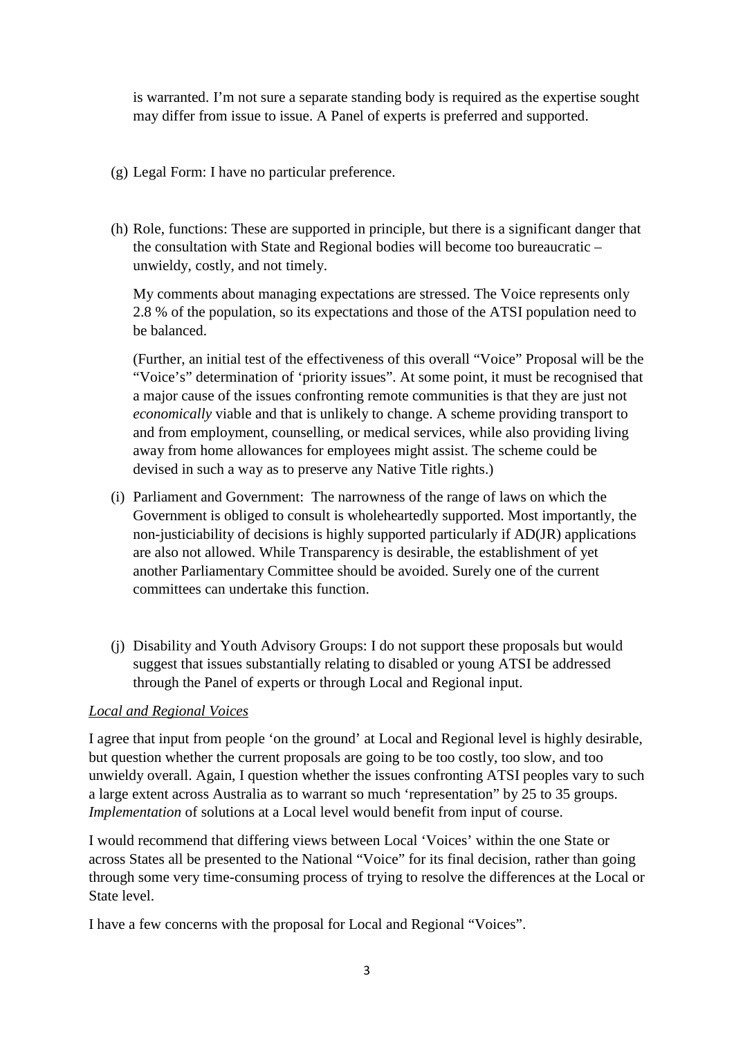is warranted. I'm not sure a separate standing body is required as the expertise sought may differ from issue to issue. A Panel of experts is preferred and supported.

(g) Legal Form: I have no particular preference.

(h) Role, functions: These are supported in principle, but there is a significant danger that the consultation with State and Regional bodies will become too bureaucratic – unwieldy, costly, and not timely.

My comments about managing expectations are stressed. The Voice represents only 2.8 % of the population, so its expectations and those of the ATSI population need to be balanced.

(Further, an initial test of the effectiveness of this overall "Voice" Proposal will be the "Voice's" determination of 'priority issues". At some point, it must be recognised that a major cause of the issues confronting remote communities is that they are just not *economically* viable and that is unlikely to change. A scheme providing transport to and from employment, counselling, or medical services, while also providing living away from home allowances for employees might assist. The scheme could be devised in such a way as to preserve any Native Title rights.)

(i) Parliament and Government: The narrowness of the range of laws on which the Government is obliged to consult is wholeheartedly supported. Most importantly, the non-justiciability of decisions is highly supported particularly if AD(JR) applications are also not allowed. While Transparency is desirable, the establishment of yet another Parliamentary Committee should be avoided. Surely one of the current committees can undertake this function.

(j) Disability and Youth Advisory Groups: I do not support these proposals but would suggest that issues substantially relating to disabled or young ATSI be addressed through the Panel of experts or through Local and Regional input.

*Local and Regional Voices*

I agree that input from people 'on the ground' at Local and Regional level is highly desirable, but question whether the current proposals are going to be too costly, too slow, and too unwieldy overall. Again, I question whether the issues confronting ATSI peoples vary to such a large extent across Australia as to warrant so much 'representation" by 25 to 35 groups. *Implementation* of solutions at a Local level would benefit from input of course.

I would recommend that differing views between Local 'Voices' within the one State or across States all be presented to the National "Voice" for its final decision, rather than going through some very time-consuming process of trying to resolve the differences at the Local or State level.

I have a few concerns with the proposal for Local and Regional "Voices".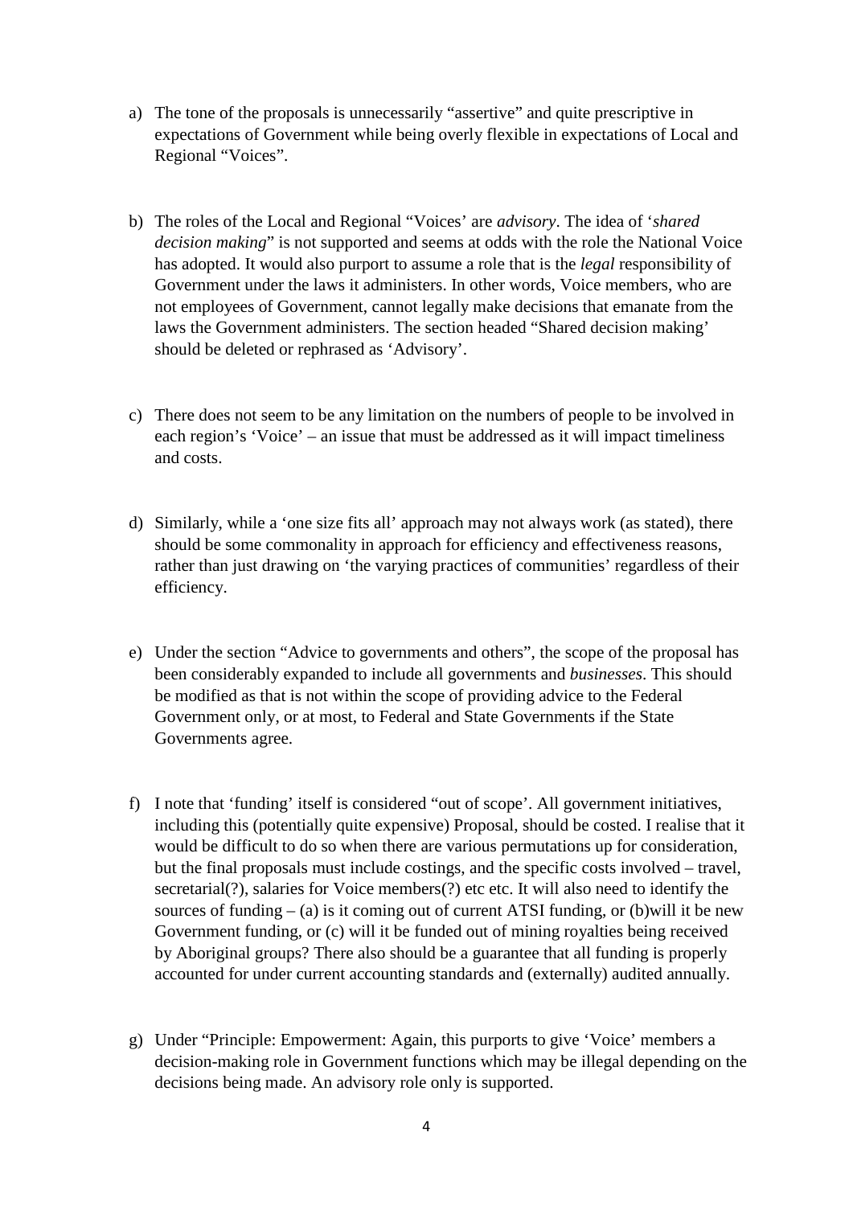a) The tone of the proposals is unnecessarily "assertive" and quite prescriptive in expectations of Government while being overly flexible in expectations of Local and Regional "Voices".

b) The roles of the Local and Regional "Voices' are *advisory*. The idea of '*shared decision making*" is not supported and seems at odds with the role the National Voice has adopted. It would also purport to assume a role that is the *legal* responsibility of Government under the laws it administers. In other words, Voice members, who are not employees of Government, cannot legally make decisions that emanate from the laws the Government administers. The section headed "Shared decision making' should be deleted or rephrased as 'Advisory'.

c) There does not seem to be any limitation on the numbers of people to be involved in each region's 'Voice' – an issue that must be addressed as it will impact timeliness and costs.

d) Similarly, while a 'one size fits all' approach may not always work (as stated), there should be some commonality in approach for efficiency and effectiveness reasons, rather than just drawing on 'the varying practices of communities' regardless of their efficiency.

e) Under the section "Advice to governments and others", the scope of the proposal has been considerably expanded to include all governments and *businesses*. This should be modified as that is not within the scope of providing advice to the Federal Government only, or at most, to Federal and State Governments if the State Governments agree.

f) I note that 'funding' itself is considered "out of scope'. All government initiatives, including this (potentially quite expensive) Proposal, should be costed. I realise that it would be difficult to do so when there are various permutations up for consideration, but the final proposals must include costings, and the specific costs involved – travel, secretarial(?), salaries for Voice members(?) etc etc. It will also need to identify the sources of funding – (a) is it coming out of current ATSI funding, or (b)will it be new Government funding, or (c) will it be funded out of mining royalties being received by Aboriginal groups? There also should be a guarantee that all funding is properly accounted for under current accounting standards and (externally) audited annually.

g) Under "Principle: Empowerment: Again, this purports to give 'Voice' members a decision-making role in Government functions which may be illegal depending on the decisions being made. An advisory role only is supported.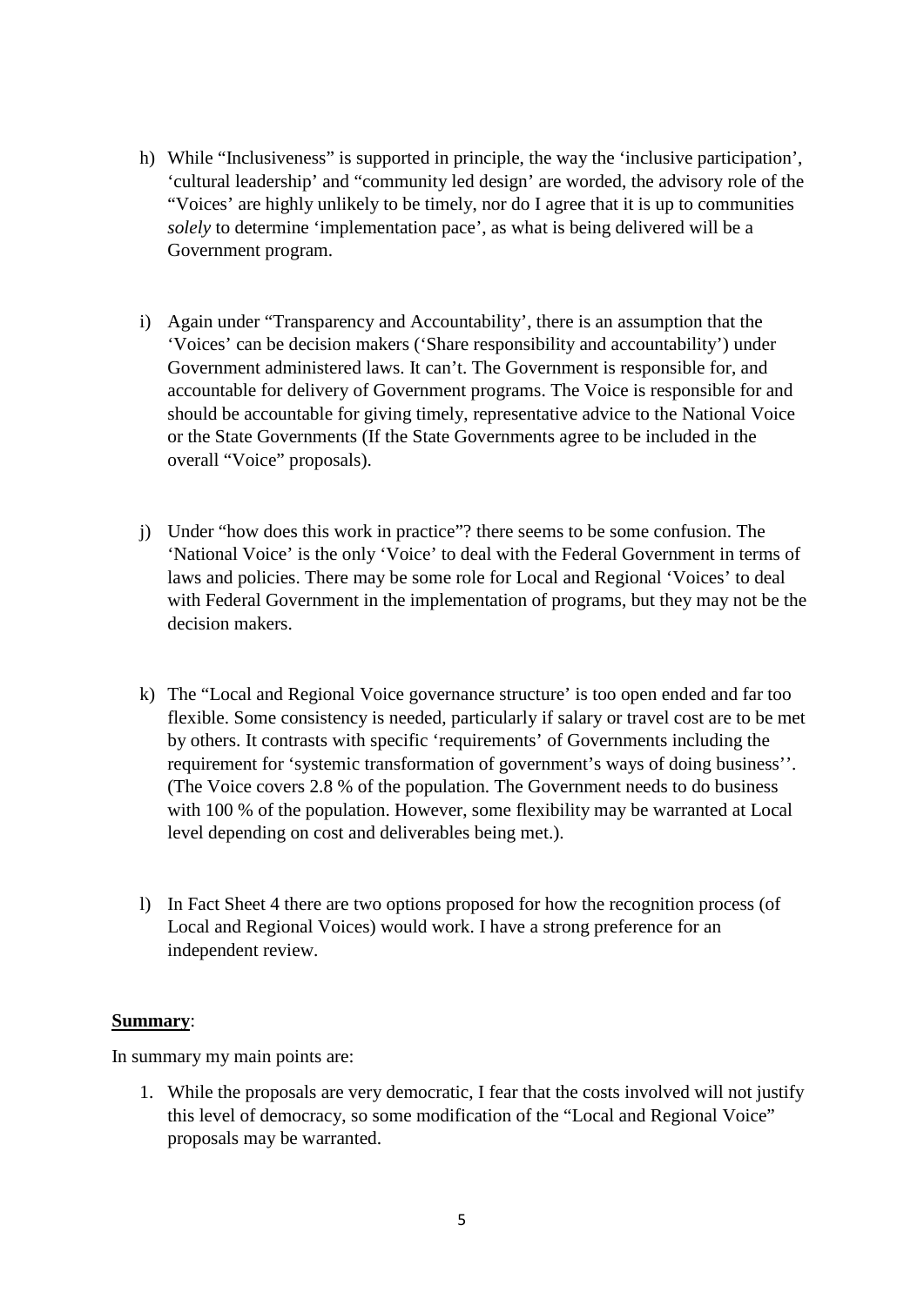h) While "Inclusiveness" is supported in principle, the way the 'inclusive participation', 'cultural leadership' and "community led design' are worded, the advisory role of the "Voices' are highly unlikely to be timely, nor do I agree that it is up to communities *solely* to determine 'implementation pace', as what is being delivered will be a Government program.

i) Again under "Transparency and Accountability', there is an assumption that the 'Voices' can be decision makers ('Share responsibility and accountability') under Government administered laws. It can't. The Government is responsible for, and accountable for delivery of Government programs. The Voice is responsible for and should be accountable for giving timely, representative advice to the National Voice or the State Governments (If the State Governments agree to be included in the overall "Voice" proposals).

j) Under "how does this work in practice"? there seems to be some confusion. The 'National Voice' is the only 'Voice' to deal with the Federal Government in terms of laws and policies. There may be some role for Local and Regional 'Voices' to deal with Federal Government in the implementation of programs, but they may not be the decision makers.

k) The "Local and Regional Voice governance structure' is too open ended and far too flexible. Some consistency is needed, particularly if salary or travel cost are to be met by others. It contrasts with specific 'requirements' of Governments including the requirement for 'systemic transformation of government's ways of doing business''. (The Voice covers 2.8 % of the population. The Government needs to do business with 100 % of the population. However, some flexibility may be warranted at Local level depending on cost and deliverables being met.).

l) In Fact Sheet 4 there are two options proposed for how the recognition process (of Local and Regional Voices) would work. I have a strong preference for an independent review.

**Summary**:

In summary my main points are:

1. While the proposals are very democratic, I fear that the costs involved will not justify this level of democracy, so some modification of the "Local and Regional Voice" proposals may be warranted.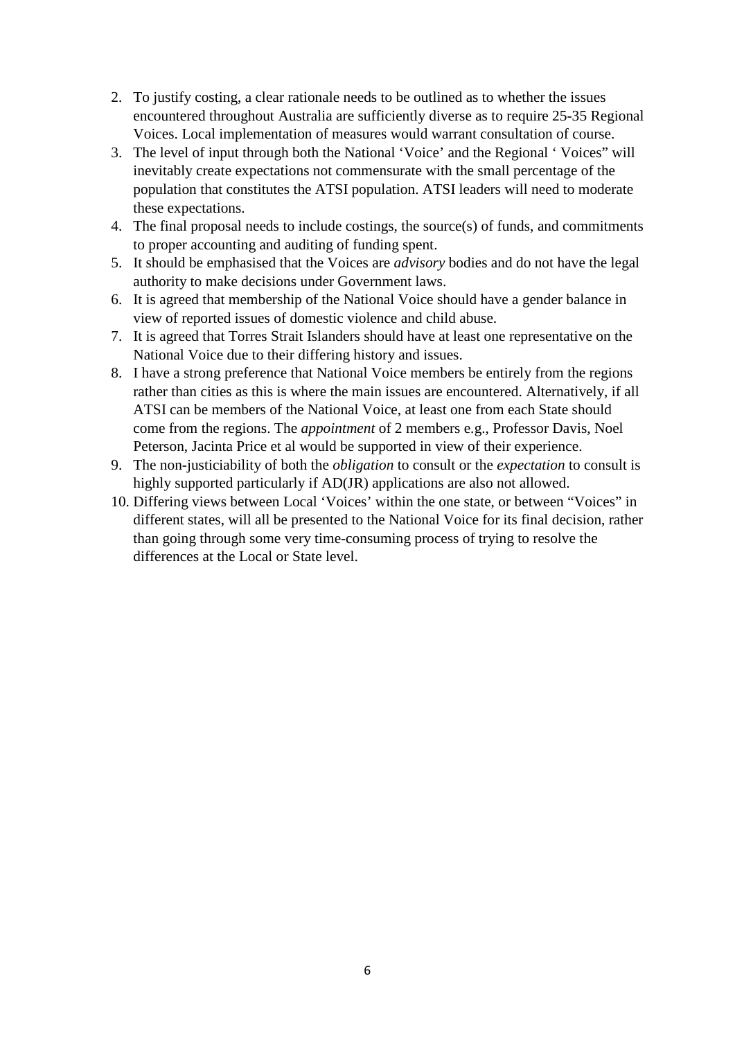2. To justify costing, a clear rationale needs to be outlined as to whether the issues encountered throughout Australia are sufficiently diverse as to require 25-35 Regional Voices. Local implementation of measures would warrant consultation of course.
3. The level of input through both the National 'Voice' and the Regional ' Voices" will inevitably create expectations not commensurate with the small percentage of the population that constitutes the ATSI population. ATSI leaders will need to moderate these expectations.
4. The final proposal needs to include costings, the source(s) of funds, and commitments to proper accounting and auditing of funding spent.
5. It should be emphasised that the Voices are *advisory* bodies and do not have the legal authority to make decisions under Government laws.
6. It is agreed that membership of the National Voice should have a gender balance in view of reported issues of domestic violence and child abuse.
7. It is agreed that Torres Strait Islanders should have at least one representative on the National Voice due to their differing history and issues.
8. I have a strong preference that National Voice members be entirely from the regions rather than cities as this is where the main issues are encountered. Alternatively, if all ATSI can be members of the National Voice, at least one from each State should come from the regions. The *appointment* of 2 members e.g., Professor Davis, Noel Peterson, Jacinta Price et al would be supported in view of their experience.
9. The non-justiciability of both the *obligation* to consult or the *expectation* to consult is highly supported particularly if AD(JR) applications are also not allowed.
10. Differing views between Local 'Voices' within the one state, or between "Voices" in different states, will all be presented to the National Voice for its final decision, rather than going through some very time-consuming process of trying to resolve the differences at the Local or State level.